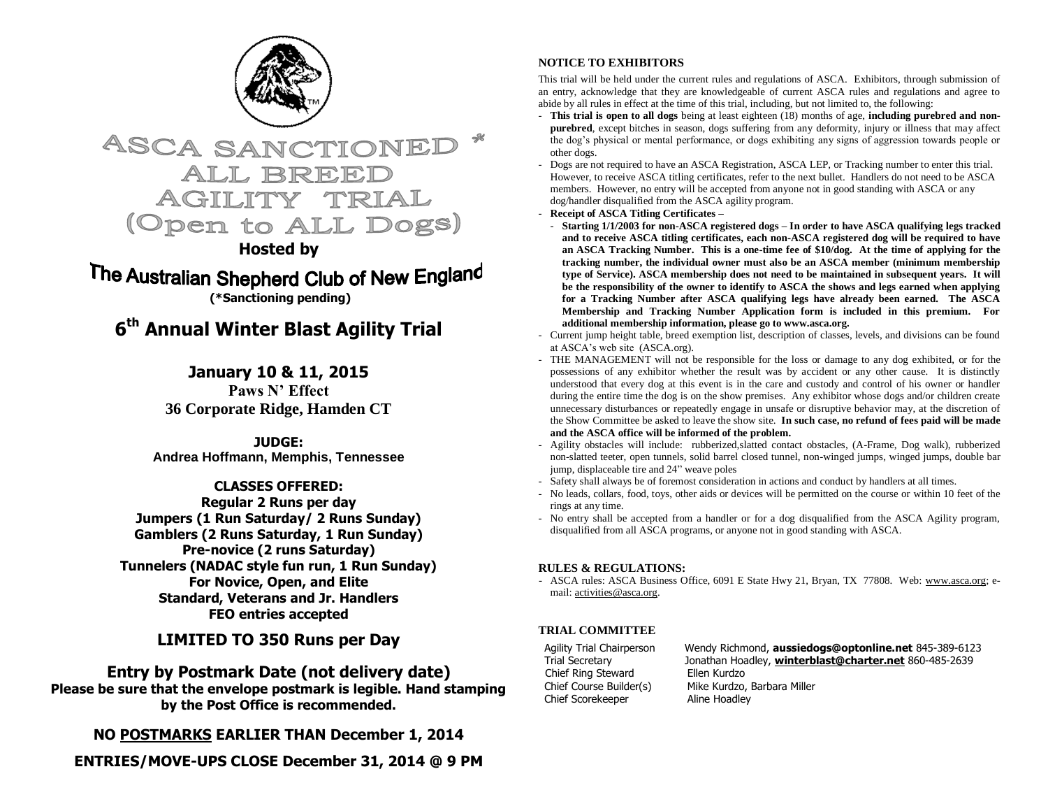# ASCA SANCTIONED * ALL BREED AGILITY TRIAL (Open to ALL Dogs)

**Hosted by**

## The Australian Shepherd Club of New England

**(*Sanctioning pending)**

## 6th Annual Winter Blast Agility Trial

**January 10 & 11, 2015**
**Paws N' Effect**
**36 Corporate Ridge, Hamden CT**

**JUDGE:**
**Andrea Hoffmann, Memphis, Tennessee**

**CLASSES OFFERED:**
**Regular 2 Runs per day**
**Jumpers (1 Run Saturday/ 2 Runs Sunday)**
**Gamblers (2 Runs Saturday, 1 Run Sunday)**
**Pre-novice (2 runs Saturday)**
**Tunnelers (NADAC style fun run, 1 Run Sunday)**
**For Novice, Open, and Elite**
**Standard, Veterans and Jr. Handlers**
**FEO entries accepted**

**LIMITED TO 350 Runs per Day**

**Entry by Postmark Date (not delivery date)**
**Please be sure that the envelope postmark is legible. Hand stamping by the Post Office is recommended.**

**NO POSTMARKS EARLIER THAN December 1, 2014**

**ENTRIES/MOVE-UPS CLOSE December 31, 2014 @ 9 PM**

### NOTICE TO EXHIBITORS

This trial will be held under the current rules and regulations of ASCA. Exhibitors, through submission of an entry, acknowledge that they are knowledgeable of current ASCA rules and regulations and agree to abide by all rules in effect at the time of this trial, including, but not limited to, the following:

- **This trial is open to all dogs** being at least eighteen (18) months of age, **including purebred and non-purebred**, except bitches in season, dogs suffering from any deformity, injury or illness that may affect the dog's physical or mental performance, or dogs exhibiting any signs of aggression towards people or other dogs.
- Dogs are not required to have an ASCA Registration, ASCA LEP, or Tracking number to enter this trial. However, to receive ASCA titling certificates, refer to the next bullet. Handlers do not need to be ASCA members. However, no entry will be accepted from anyone not in good standing with ASCA or any dog/handler disqualified from the ASCA agility program.
- **Receipt of ASCA Titling Certificates –**
  - **Starting 1/1/2003 for non-ASCA registered dogs – In order to have ASCA qualifying legs tracked and to receive ASCA titling certificates, each non-ASCA registered dog will be required to have an ASCA Tracking Number. This is a one-time fee of $10/dog. At the time of applying for the tracking number, the individual owner must also be an ASCA member (minimum membership type of Service). ASCA membership does not need to be maintained in subsequent years. It will be the responsibility of the owner to identify to ASCA the shows and legs earned when applying for a Tracking Number after ASCA qualifying legs have already been earned. The ASCA Membership and Tracking Number Application form is included in this premium. For additional membership information, please go to www.asca.org.**
- Current jump height table, breed exemption list, description of classes, levels, and divisions can be found at ASCA's web site (ASCA.org).
- THE MANAGEMENT will not be responsible for the loss or damage to any dog exhibited, or for the possessions of any exhibitor whether the result was by accident or any other cause. It is distinctly understood that every dog at this event is in the care and custody and control of his owner or handler during the entire time the dog is on the show premises. Any exhibitor whose dogs and/or children create unnecessary disturbances or repeatedly engage in unsafe or disruptive behavior may, at the discretion of the Show Committee be asked to leave the show site. **In such case, no refund of fees paid will be made and the ASCA office will be informed of the problem.**
- Agility obstacles will include: rubberized,slatted contact obstacles, (A-Frame, Dog walk), rubberized non-slatted teeter, open tunnels, solid barrel closed tunnel, non-winged jumps, winged jumps, double bar jump, displaceable tire and 24" weave poles
- Safety shall always be of foremost consideration in actions and conduct by handlers at all times.
- No leads, collars, food, toys, other aids or devices will be permitted on the course or within 10 feet of the rings at any time.
- No entry shall be accepted from a handler or for a dog disqualified from the ASCA Agility program, disqualified from all ASCA programs, or anyone not in good standing with ASCA.

### RULES & REGULATIONS:

- ASCA rules: ASCA Business Office, 6091 E State Hwy 21, Bryan, TX 77808. Web: www.asca.org; e-mail: activities@asca.org.

### TRIAL COMMITTEE

| | |
|---|---|
| Agility Trial Chairperson | Wendy Richmond, **aussiedogs@optonline.net** 845-389-6123 |
| Trial Secretary | Jonathan Hoadley, **winterblast@charter.net** 860-485-2639 |
| Chief Ring Steward | Ellen Kurdzo |
| Chief Course Builder(s) | Mike Kurdzo, Barbara Miller |
| Chief Scorekeeper | Aline Hoadley |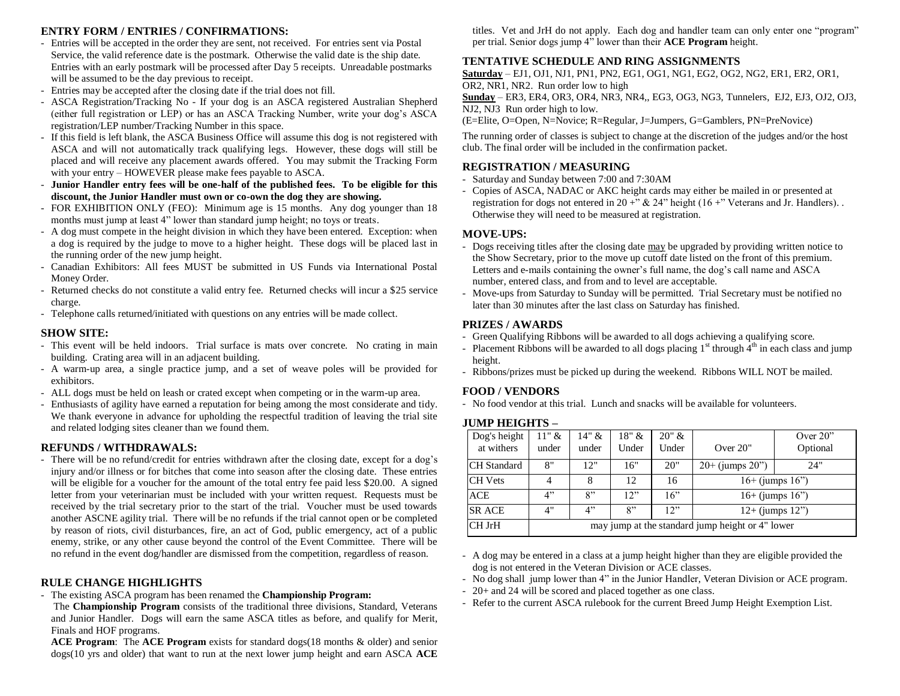## ENTRY FORM / ENTRIES / CONFIRMATIONS:

- Entries will be accepted in the order they are sent, not received. For entries sent via Postal Service, the valid reference date is the postmark. Otherwise the valid date is the ship date. Entries with an early postmark will be processed after Day 5 receipts. Unreadable postmarks will be assumed to be the day previous to receipt.
- Entries may be accepted after the closing date if the trial does not fill.
- ASCA Registration/Tracking No - If your dog is an ASCA registered Australian Shepherd (either full registration or LEP) or has an ASCA Tracking Number, write your dog's ASCA registration/LEP number/Tracking Number in this space.
- If this field is left blank, the ASCA Business Office will assume this dog is not registered with ASCA and will not automatically track qualifying legs. However, these dogs will still be placed and will receive any placement awards offered. You may submit the Tracking Form with your entry – HOWEVER please make fees payable to ASCA.
- **Junior Handler entry fees will be one-half of the published fees. To be eligible for this discount, the Junior Handler must own or co-own the dog they are showing.**
- FOR EXHIBITION ONLY (FEO): Minimum age is 15 months. Any dog younger than 18 months must jump at least 4" lower than standard jump height; no toys or treats.
- A dog must compete in the height division in which they have been entered. Exception: when a dog is required by the judge to move to a higher height. These dogs will be placed last in the running order of the new jump height.
- Canadian Exhibitors: All fees MUST be submitted in US Funds via International Postal Money Order.
- Returned checks do not constitute a valid entry fee. Returned checks will incur a $25 service charge.
- Telephone calls returned/initiated with questions on any entries will be made collect.

## SHOW SITE:

- This event will be held indoors. Trial surface is mats over concrete. No crating in main building. Crating area will in an adjacent building.
- A warm-up area, a single practice jump, and a set of weave poles will be provided for exhibitors.
- ALL dogs must be held on leash or crated except when competing or in the warm-up area.
- Enthusiasts of agility have earned a reputation for being among the most considerate and tidy. We thank everyone in advance for upholding the respectful tradition of leaving the trial site and related lodging sites cleaner than we found them.

## REFUNDS / WITHDRAWALS:

- There will be no refund/credit for entries withdrawn after the closing date, except for a dog's injury and/or illness or for bitches that come into season after the closing date. These entries will be eligible for a voucher for the amount of the total entry fee paid less $20.00. A signed letter from your veterinarian must be included with your written request. Requests must be received by the trial secretary prior to the start of the trial. Voucher must be used towards another ASCNE agility trial. There will be no refunds if the trial cannot open or be completed by reason of riots, civil disturbances, fire, an act of God, public emergency, act of a public enemy, strike, or any other cause beyond the control of the Event Committee. There will be no refund in the event dog/handler are dismissed from the competition, regardless of reason.

## RULE CHANGE HIGHLIGHTS

- The existing ASCA program has been renamed the **Championship Program:**

  The **Championship Program** consists of the traditional three divisions, Standard, Veterans and Junior Handler. Dogs will earn the same ASCA titles as before, and qualify for Merit, Finals and HOF programs.

  **ACE Program**: The **ACE Program** exists for standard dogs(18 months & older) and senior dogs(10 yrs and older) that want to run at the next lower jump height and earn ASCA **ACE** titles. Vet and JrH do not apply. Each dog and handler team can only enter one "program" per trial. Senior dogs jump 4" lower than their **ACE Program** height.

## TENTATIVE SCHEDULE AND RING ASSIGNMENTS

<u>**Saturday**</u> – EJ1, OJ1, NJ1, PN1, PN2, EG1, OG1, NG1, EG2, OG2, NG2, ER1, ER2, OR1, OR2, NR1, NR2. Run order low to high

<u>**Sunday**</u> – ER3, ER4, OR3, OR4, NR3, NR4,, EG3, OG3, NG3, Tunnelers, EJ2, EJ3, OJ2, OJ3, NJ2, NJ3 Run order high to low.

(E=Elite, O=Open, N=Novice; R=Regular, J=Jumpers, G=Gamblers, PN=PreNovice)

The running order of classes is subject to change at the discretion of the judges and/or the host club. The final order will be included in the confirmation packet.

## REGISTRATION / MEASURING

- Saturday and Sunday between 7:00 and 7:30AM
- Copies of ASCA, NADAC or AKC height cards may either be mailed in or presented at registration for dogs not entered in 20 +" & 24" height (16 +" Veterans and Jr. Handlers). . Otherwise they will need to be measured at registration.

## MOVE-UPS:

- Dogs receiving titles after the closing date <u>may</u> be upgraded by providing written notice to the Show Secretary, prior to the move up cutoff date listed on the front of this premium. Letters and e-mails containing the owner's full name, the dog's call name and ASCA number, entered class, and from and to level are acceptable.
- Move-ups from Saturday to Sunday will be permitted. Trial Secretary must be notified no later than 30 minutes after the last class on Saturday has finished.

## PRIZES / AWARDS

- Green Qualifying Ribbons will be awarded to all dogs achieving a qualifying score.
- Placement Ribbons will be awarded to all dogs placing 1st through 4th in each class and jump height.
- Ribbons/prizes must be picked up during the weekend. Ribbons WILL NOT be mailed.

## FOOD / VENDORS

- No food vendor at this trial. Lunch and snacks will be available for volunteers.

## JUMP HEIGHTS –

| Dog's height at withers | 11" & under | 14" & under | 18" & Under | 20" & Under | Over 20" | Over 20" Optional |
|---|---|---|---|---|---|---|
| CH Standard | 8" | 12" | 16" | 20" | 20+ (jumps 20") | 24" |
| CH Vets | 4 | 8 | 12 | 16 | 16+ (jumps 16") | |
| ACE | 4" | 8" | 12" | 16" | 16+ (jumps 16") | |
| SR ACE | 4" | 4" | 8" | 12" | 12+ (jumps 12") | |
| CH JrH | may jump at the standard jump height or 4" lower | | | | | |

- A dog may be entered in a class at a jump height higher than they are eligible provided the dog is not entered in the Veteran Division or ACE classes.
- No dog shall jump lower than 4" in the Junior Handler, Veteran Division or ACE program.
- 20+ and 24 will be scored and placed together as one class.
- Refer to the current ASCA rulebook for the current Breed Jump Height Exemption List.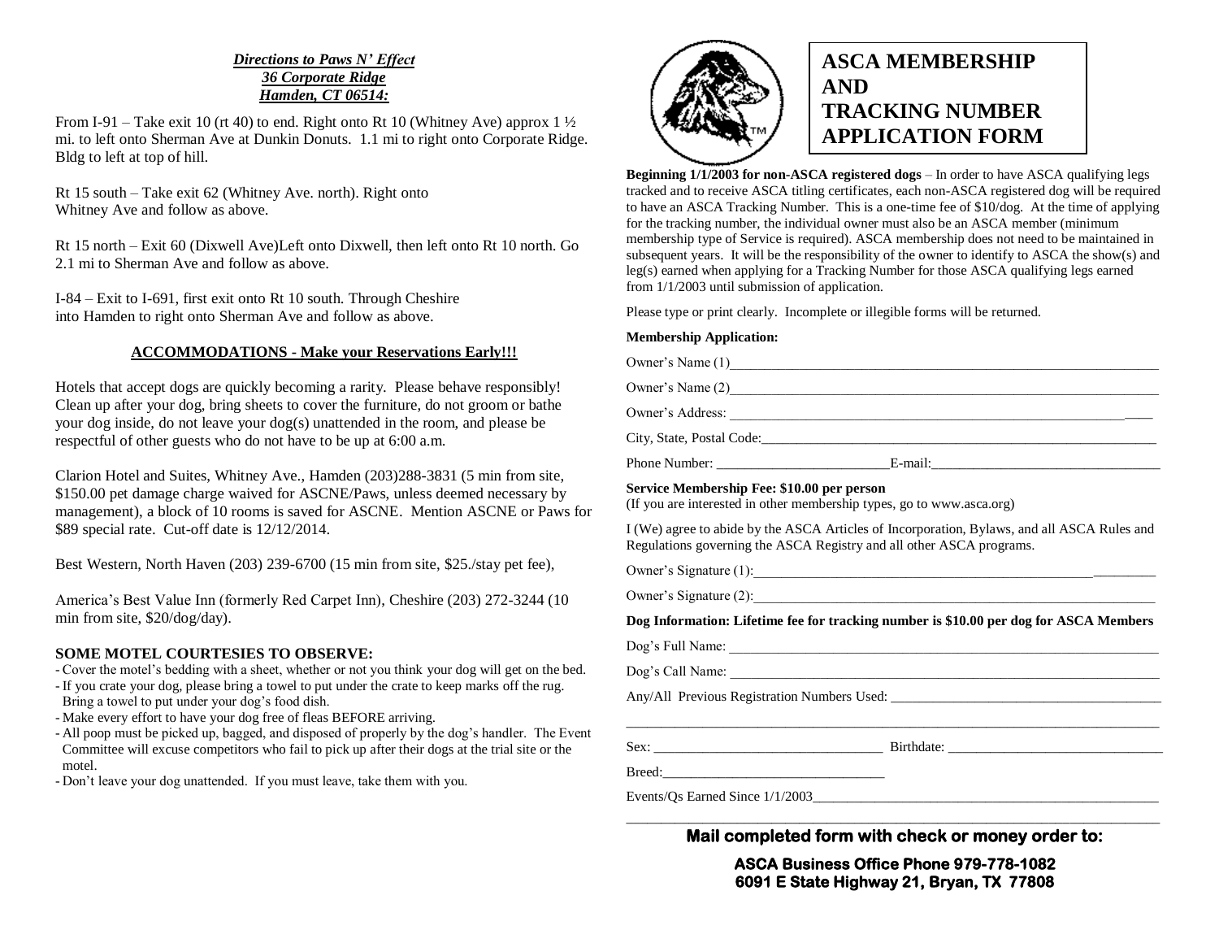***Directions to Paws N' Effect***
***36 Corporate Ridge***
***Hamden, CT 06514:***

From I-91 – Take exit 10 (rt 40) to end. Right onto Rt 10 (Whitney Ave) approx 1 ½ mi. to left onto Sherman Ave at Dunkin Donuts. 1.1 mi to right onto Corporate Ridge. Bldg to left at top of hill.

Rt 15 south – Take exit 62 (Whitney Ave. north). Right onto Whitney Ave and follow as above.

Rt 15 north – Exit 60 (Dixwell Ave)Left onto Dixwell, then left onto Rt 10 north. Go 2.1 mi to Sherman Ave and follow as above.

I-84 – Exit to I-691, first exit onto Rt 10 south. Through Cheshire into Hamden to right onto Sherman Ave and follow as above.

**ACCOMMODATIONS - Make your Reservations Early!!!**

Hotels that accept dogs are quickly becoming a rarity. Please behave responsibly! Clean up after your dog, bring sheets to cover the furniture, do not groom or bathe your dog inside, do not leave your dog(s) unattended in the room, and please be respectful of other guests who do not have to be up at 6:00 a.m.

Clarion Hotel and Suites, Whitney Ave., Hamden (203)288-3831 (5 min from site, $150.00 pet damage charge waived for ASCNE/Paws, unless deemed necessary by management), a block of 10 rooms is saved for ASCNE. Mention ASCNE or Paws for $89 special rate. Cut-off date is 12/12/2014.

Best Western, North Haven (203) 239-6700 (15 min from site, $25./stay pet fee),

America's Best Value Inn (formerly Red Carpet Inn), Cheshire (203) 272-3244 (10 min from site, $20/dog/day).

**SOME MOTEL COURTESIES TO OBSERVE:**

- Cover the motel's bedding with a sheet, whether or not you think your dog will get on the bed.
- If you crate your dog, please bring a towel to put under the crate to keep marks off the rug. Bring a towel to put under your dog's food dish.
- Make every effort to have your dog free of fleas BEFORE arriving.
- All poop must be picked up, bagged, and disposed of properly by the dog's handler. The Event Committee will excuse competitors who fail to pick up after their dogs at the trial site or the motel.
- Don't leave your dog unattended. If you must leave, take them with you.

# ASCA MEMBERSHIP AND TRACKING NUMBER APPLICATION FORM

**Beginning 1/1/2003 for non-ASCA registered dogs** – In order to have ASCA qualifying legs tracked and to receive ASCA titling certificates, each non-ASCA registered dog will be required to have an ASCA Tracking Number. This is a one-time fee of $10/dog. At the time of applying for the tracking number, the individual owner must also be an ASCA member (minimum membership type of Service is required). ASCA membership does not need to be maintained in subsequent years. It will be the responsibility of the owner to identify to ASCA the show(s) and leg(s) earned when applying for a Tracking Number for those ASCA qualifying legs earned from 1/1/2003 until submission of application.

Please type or print clearly. Incomplete or illegible forms will be returned.

**Membership Application:**

Owner's Name (1)\_\_\_\_\_\_\_\_\_\_\_\_\_\_\_\_\_\_\_\_\_\_\_\_\_\_\_\_\_\_\_\_\_\_\_\_\_\_\_\_

Owner's Name (2)\_\_\_\_\_\_\_\_\_\_\_\_\_\_\_\_\_\_\_\_\_\_\_\_\_\_\_\_\_\_\_\_\_\_\_\_\_\_\_\_

Owner's Address: \_\_\_\_\_\_\_\_\_\_\_\_\_\_\_\_\_\_\_\_\_\_\_\_\_\_\_\_\_\_\_\_\_\_\_\_\_\_\_\_

City, State, Postal Code:\_\_\_\_\_\_\_\_\_\_\_\_\_\_\_\_\_\_\_\_\_\_\_\_\_\_\_\_\_\_\_\_\_\_\_\_

Phone Number: \_\_\_\_\_\_\_\_\_\_\_\_\_\_\_\_\_\_\_\_ E-mail:\_\_\_\_\_\_\_\_\_\_\_\_\_\_\_\_\_\_\_\_

**Service Membership Fee: $10.00 per person**
(If you are interested in other membership types, go to www.asca.org)

I (We) agree to abide by the ASCA Articles of Incorporation, Bylaws, and all ASCA Rules and Regulations governing the ASCA Registry and all other ASCA programs.

Owner's Signature (1):\_\_\_\_\_\_\_\_\_\_\_\_\_\_\_\_\_\_\_\_\_\_\_\_\_\_\_\_\_\_\_\_\_\_\_\_\_\_

Owner's Signature (2):\_\_\_\_\_\_\_\_\_\_\_\_\_\_\_\_\_\_\_\_\_\_\_\_\_\_\_\_\_\_\_\_\_\_\_\_\_\_

**Dog Information: Lifetime fee for tracking number is $10.00 per dog for ASCA Members**

Dog's Full Name: \_\_\_\_\_\_\_\_\_\_\_\_\_\_\_\_\_\_\_\_\_\_\_\_\_\_\_\_\_\_\_\_\_\_\_\_\_\_\_\_

Dog's Call Name: \_\_\_\_\_\_\_\_\_\_\_\_\_\_\_\_\_\_\_\_\_\_\_\_\_\_\_\_\_\_\_\_\_\_\_\_\_\_\_\_

Any/All Previous Registration Numbers Used: \_\_\_\_\_\_\_\_\_\_\_\_\_\_\_\_\_\_\_\_\_\_\_\_

\_\_\_\_\_\_\_\_\_\_\_\_\_\_\_\_\_\_\_\_\_\_\_\_\_\_\_\_\_\_\_\_\_\_\_\_\_\_\_\_\_\_\_\_\_\_\_\_\_\_\_\_\_\_\_\_

Sex: \_\_\_\_\_\_\_\_\_\_\_\_\_\_\_\_\_\_\_\_\_\_ Birthdate: \_\_\_\_\_\_\_\_\_\_\_\_\_\_\_\_\_\_\_\_\_\_

Breed:\_\_\_\_\_\_\_\_\_\_\_\_\_\_\_\_\_\_\_\_\_\_

Events/Qs Earned Since 1/1/2003\_\_\_\_\_\_\_\_\_\_\_\_\_\_\_\_\_\_\_\_\_\_\_\_\_\_\_\_\_\_\_\_

\_\_\_\_\_\_\_\_\_\_\_\_\_\_\_\_\_\_\_\_\_\_\_\_\_\_\_\_\_\_\_\_\_\_\_\_\_\_\_\_\_\_\_\_\_\_\_\_\_\_\_\_\_\_\_\_

**Mail completed form with check or money order to:**

**ASCA Business Office Phone 979-778-1082**
**6091 E State Highway 21, Bryan, TX 77808**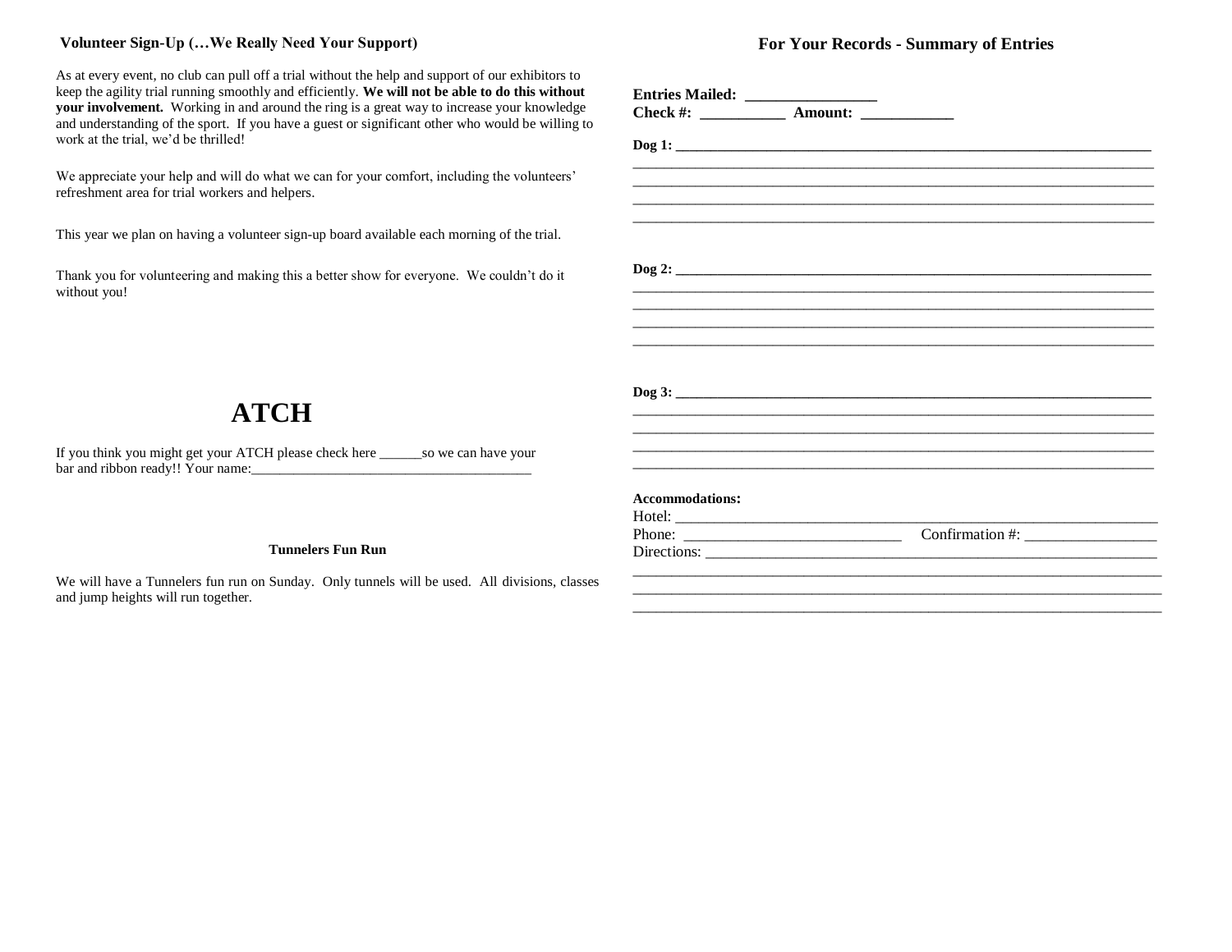### Volunteer Sign-Up (…We Really Need Your Support)

As at every event, no club can pull off a trial without the help and support of our exhibitors to keep the agility trial running smoothly and efficiently. **We will not be able to do this without your involvement.** Working in and around the ring is a great way to increase your knowledge and understanding of the sport. If you have a guest or significant other who would be willing to work at the trial, we'd be thrilled!

We appreciate your help and will do what we can for your comfort, including the volunteers' refreshment area for trial workers and helpers.

This year we plan on having a volunteer sign-up board available each morning of the trial.

Thank you for volunteering and making this a better show for everyone. We couldn't do it without you!

# ATCH

If you think you might get your ATCH please check here ______so we can have your bar and ribbon ready!! Your name:_______________________________________

### Tunnelers Fun Run

We will have a Tunnelers fun run on Sunday. Only tunnels will be used. All divisions, classes and jump heights will run together.

### For Your Records - Summary of Entries

**Entries Mailed:** ________________
**Check #:** ___________ **Amount:** ____________

**Dog 1:** ____________________________________________________________________
_______________________________________________________________________
_______________________________________________________________________
_______________________________________________________________________
_______________________________________________________________________

**Dog 2:** ____________________________________________________________________
_______________________________________________________________________
_______________________________________________________________________
_______________________________________________________________________
_______________________________________________________________________

**Dog 3:** ____________________________________________________________________
_______________________________________________________________________
_______________________________________________________________________
_______________________________________________________________________
_______________________________________________________________________

**Accommodations:**
Hotel: _______________________________________________________________
Phone: ___________________________ Confirmation #: _________________
Directions: ___________________________________________________________
_______________________________________________________________________
_______________________________________________________________________
_______________________________________________________________________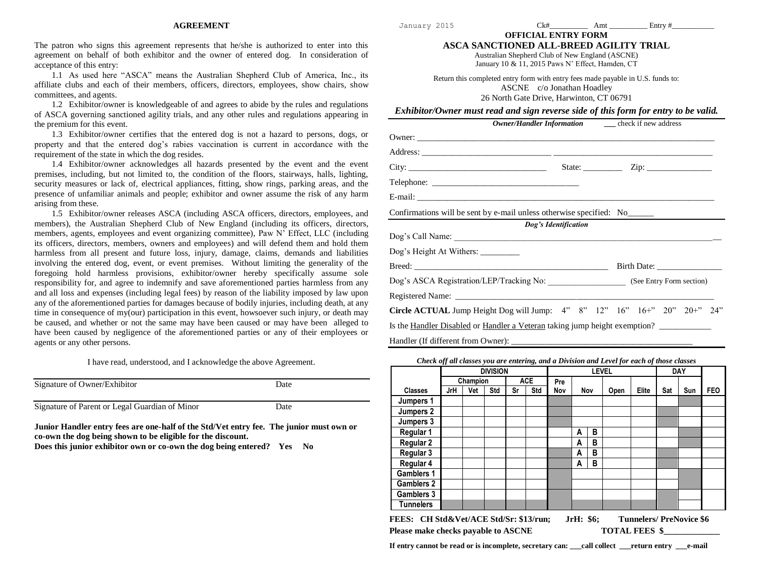## AGREEMENT

The patron who signs this agreement represents that he/she is authorized to enter into this agreement on behalf of both exhibitor and the owner of entered dog. In consideration of acceptance of this entry:

1.1 As used here "ASCA" means the Australian Shepherd Club of America, Inc., its affiliate clubs and each of their members, officers, directors, employees, show chairs, show committees, and agents.

1.2 Exhibitor/owner is knowledgeable of and agrees to abide by the rules and regulations of ASCA governing sanctioned agility trials, and any other rules and regulations appearing in the premium for this event.

1.3 Exhibitor/owner certifies that the entered dog is not a hazard to persons, dogs, or property and that the entered dog's rabies vaccination is current in accordance with the requirement of the state in which the dog resides.

1.4 Exhibitor/owner acknowledges all hazards presented by the event and the event premises, including, but not limited to, the condition of the floors, stairways, halls, lighting, security measures or lack of, electrical appliances, fitting, show rings, parking areas, and the presence of unfamiliar animals and people; exhibitor and owner assume the risk of any harm arising from these.

1.5 Exhibitor/owner releases ASCA (including ASCA officers, directors, employees, and members), the Australian Shepherd Club of New England (including its officers, directors, members, agents, employees and event organizing committee), Paw N' Effect, LLC (including its officers, directors, members, owners and employees) and will defend them and hold them harmless from all present and future loss, injury, damage, claims, demands and liabilities involving the entered dog, event, or event premises. Without limiting the generality of the foregoing hold harmless provisions, exhibitor/owner hereby specifically assume sole responsibility for, and agree to indemnify and save aforementioned parties harmless from any and all loss and expenses (including legal fees) by reason of the liability imposed by law upon any of the aforementioned parties for damages because of bodily injuries, including death, at any time in consequence of my(our) participation in this event, howsoever such injury, or death may be caused, and whether or not the same may have been caused or may have been alleged to have been caused by negligence of the aforementioned parties or any of their employees or agents or any other persons.

I have read, understood, and I acknowledge the above Agreement.

Signature of Owner/Exhibitor ____________________ Date __________

Signature of Parent or Legal Guardian of Minor ____________________ Date __________

**Junior Handler entry fees are one-half of the Std/Vet entry fee. The junior must own or co-own the dog being shown to be eligible for the discount.**
**Does this junior exhibitor own or co-own the dog being entered? Yes No**

---

January 2015 Ck#__________ Amt __________ Entry #___________

**OFFICIAL ENTRY FORM**

## ASCA SANCTIONED ALL-BREED AGILITY TRIAL

Australian Shepherd Club of New England (ASCNE)
January 10 & 11, 2015 Paws N' Effect, Hamden, CT

Return this completed entry form with entry fees made payable in U.S. funds to:
ASCNE c/o Jonathan Hoadley
26 North Gate Drive, Harwinton, CT 06791

***Exhibitor/Owner must read and sign reverse side of this form for entry to be valid.***

***Owner/Handler Information*** ___ check if new address

Owner: ____________________

Address: ____________________ ____________________

City: ____________________ State: _________ Zip: _______________

Telephone: ____________________

E-mail: ____________________

Confirmations will be sent by e-mail unless otherwise specified: No______

***Dog's Identification***

Dog's Call Name: ____________________

Dog's Height At Withers: _________

Breed: ____________________ Birth Date: _______________

Dog's ASCA Registration/LEP/Tracking No: __________________ (See Entry Form section)

Registered Name: ____________________

**Circle ACTUAL** Jump Height Dog will Jump: 4" 8" 12" 16" 16+" 20" 20+" 24"

Is the Handler Disabled or Handler a Veteran taking jump height exemption? ___________

Handler (If different from Owner): ____________________

***Check off all classes you are entering, and a Division and Level for each of those classes***

| | DIVISION | | | | | LEVEL | | | | | DAY | | |
|---|---|---|---|---|---|---|---|---|---|---|---|---|---|
| | Champion | | | ACE | | Pre | | | | | | | |
| Classes | JrH | Vet | Std | Sr | Std | Nov | Nov | | Open | Elite | Sat | Sun | FEO |
| Jumpers 1 | | | | | | | | | | | | | |
| Jumpers 2 | | | | | | | | | | | | | |
| Jumpers 3 | | | | | | | | | | | | | |
| Regular 1 | | | | | | | A | B | | | | | |
| Regular 2 | | | | | | | A | B | | | | | |
| Regular 3 | | | | | | | A | B | | | | | |
| Regular 4 | | | | | | | A | B | | | | | |
| Gamblers 1 | | | | | | | | | | | | | |
| Gamblers 2 | | | | | | | | | | | | | |
| Gamblers 3 | | | | | | | | | | | | | |
| Tunnelers | | | | | | | | | | | | | |

**FEES: CH Std&Vet/ACE Std/Sr: $13/run; JrH: $6; Tunnelers/ PreNovice $6**
**Please make checks payable to ASCNE TOTAL FEES $____________**

**If entry cannot be read or is incomplete, secretary can: ___call collect ___return entry ___e-mail**